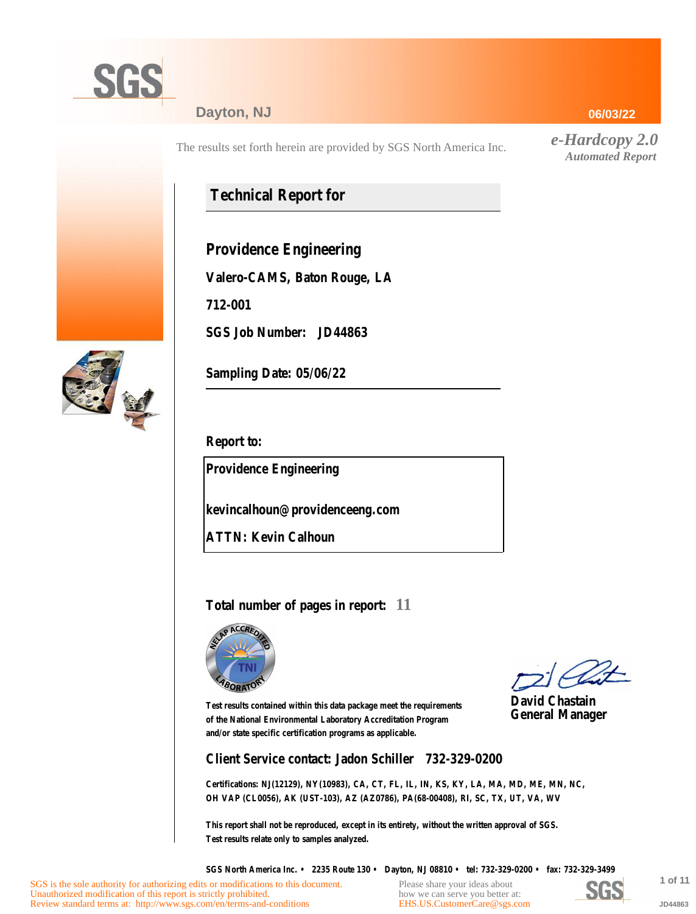SGS

Dayton, NJ

06/03/22

The results set forth herein are provided by SGS North America Inc.

*e-Hardcopy 2.0*
*Automated Report*

## Technical Report for

**Providence Engineering**

**Valero-CAMS, Baton Rouge, LA**

**712-001**

**SGS Job Number: JD44863**

**Sampling Date: 05/06/22**

**Report to:**

**Providence Engineering**

**kevincalhoun@providenceeng.com**

**ATTN: Kevin Calhoun**

**Total number of pages in report: 11**

Test results contained within this data package meet the requirements of the National Environmental Laboratory Accreditation Program and/or state specific certification programs as applicable.

**David Chastain**
**General Manager**

**Client Service contact: Jadon Schiller 732-329-0200**

Certifications: NJ(12129), NY(10983), CA, CT, FL, IL, IN, KS, KY, LA, MA, MD, ME, MN, NC, OH VAP (CL0056), AK (UST-103), AZ (AZ0786), PA(68-00408), RI, SC, TX, UT, VA, WV

This report shall not be reproduced, except in its entirety, without the written approval of SGS.
Test results relate only to samples analyzed.

SGS North America Inc. • 2235 Route 130 • Dayton, NJ 08810 • tel: 732-329-0200 • fax: 732-329-3499

SGS is the sole authority for authorizing edits or modifications to this document.
Unauthorized modification of this report is strictly prohibited.
Review standard terms at: http://www.sgs.com/en/terms-and-conditions

Please share your ideas about how we can serve you better at:
EHS.US.CustomerCare@sgs.com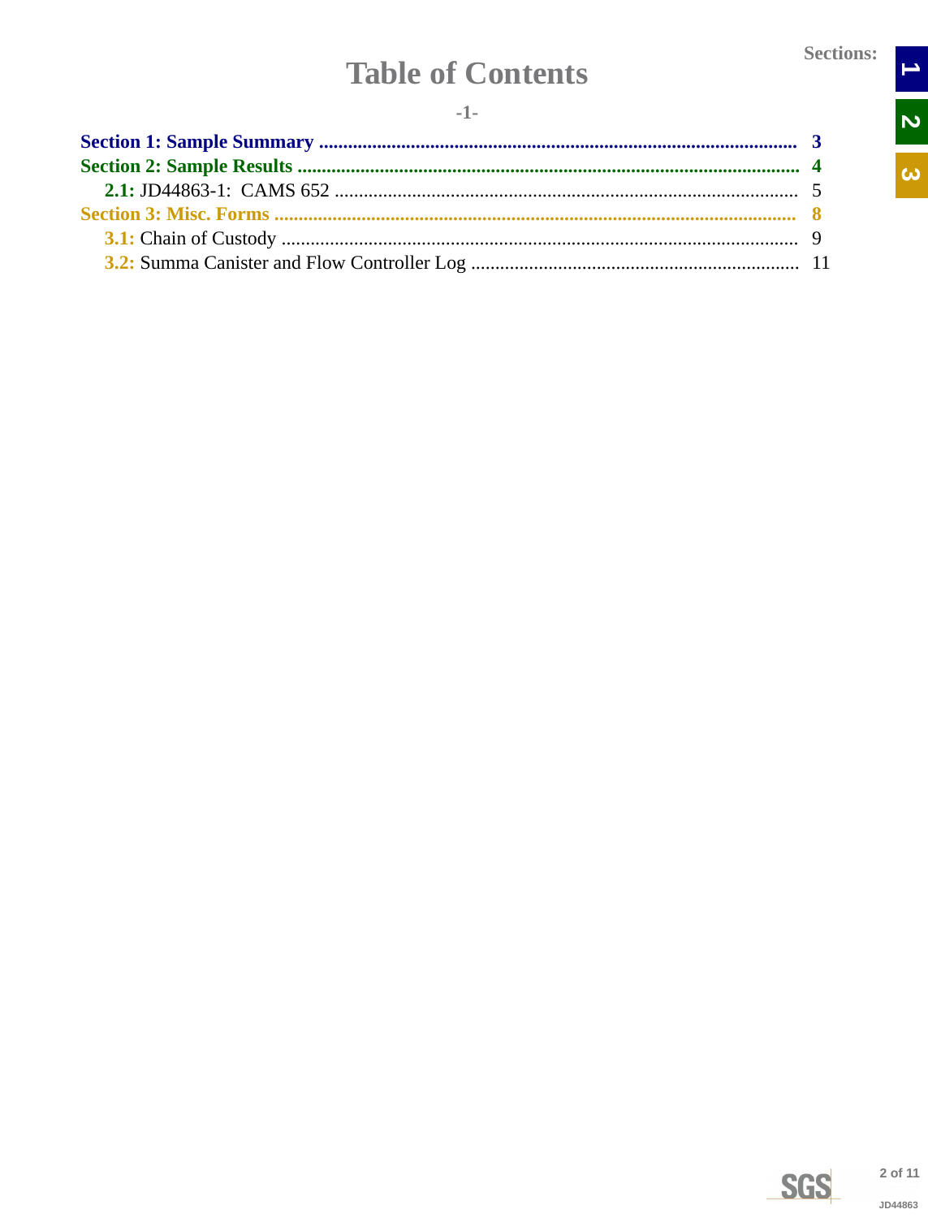# Table of Contents

-1-

**Section 1: Sample Summary** .................................................................................................. **3**

**Section 2: Sample Results** ...................................................................................................... **4**

  **2.1:** JD44863-1: CAMS 652 .................................................................................................. 5

**Section 3: Misc. Forms** ........................................................................................................... **8**

  **3.1:** Chain of Custody ............................................................................................................ 9

  **3.2:** Summa Canister and Flow Controller Log ....................................................................... 11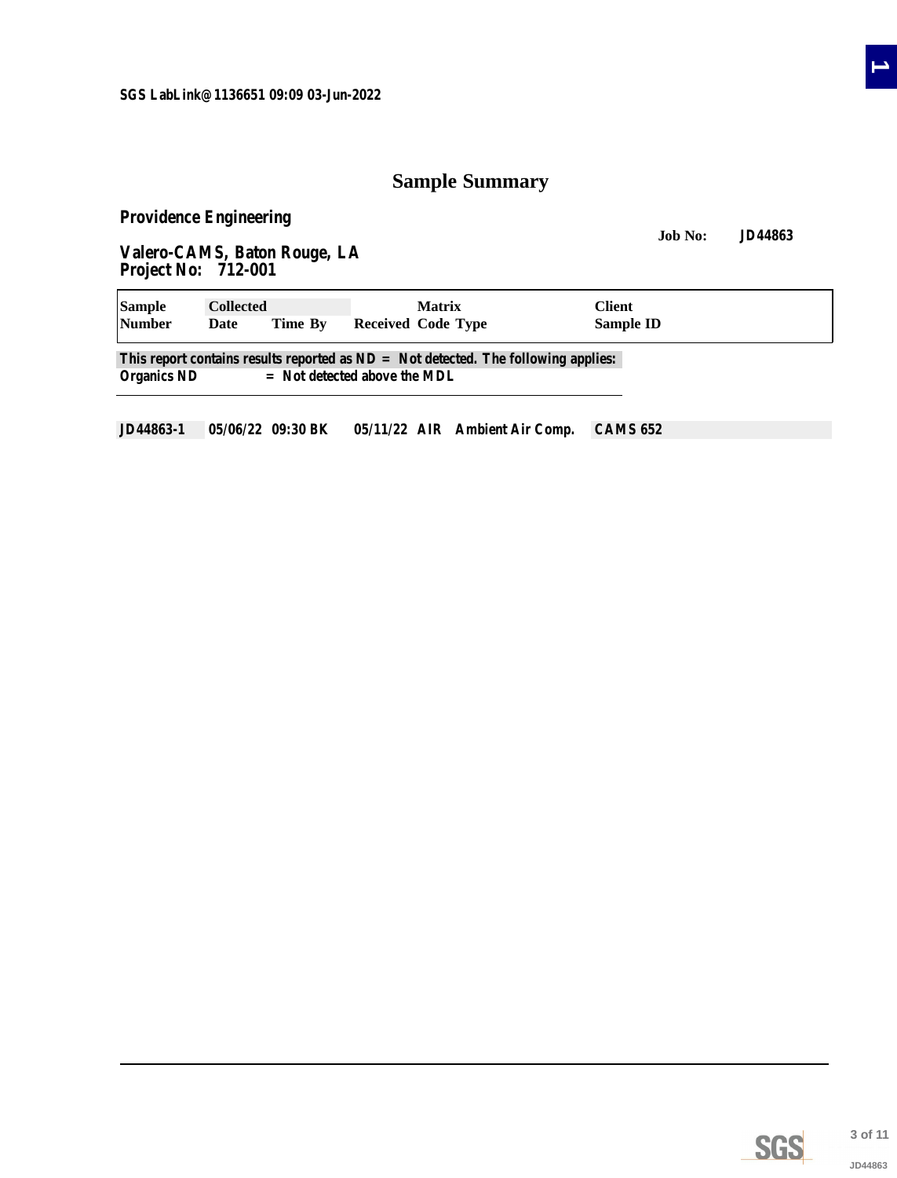SGS LabLink@1136651 09:09 03-Jun-2022

# Sample Summary

**Providence Engineering**

**Job No: JD44863**

**Valero-CAMS, Baton Rouge, LA**
**Project No: 712-001**

| Sample Number | Collected Date | Time | By | Received | Matrix Code | Type | Client Sample ID |
|---|---|---|---|---|---|---|---|
| JD44863-1 | 05/06/22 | 09:30 | BK | 05/11/22 | AIR | Ambient Air Comp. | CAMS 652 |

This report contains results reported as ND = Not detected. The following applies:
Organics ND = Not detected above the MDL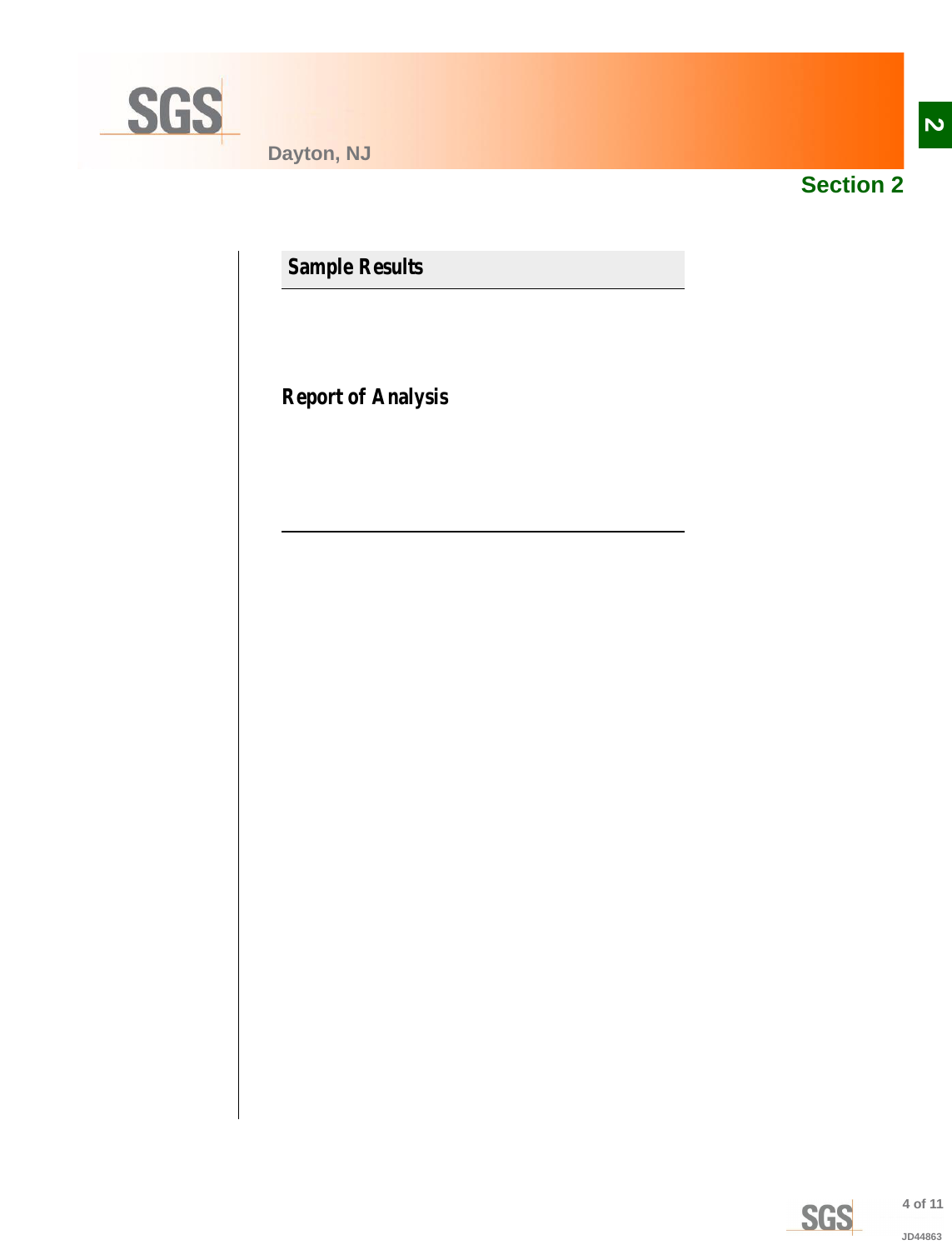## Section 2

### Sample Results

### Report of Analysis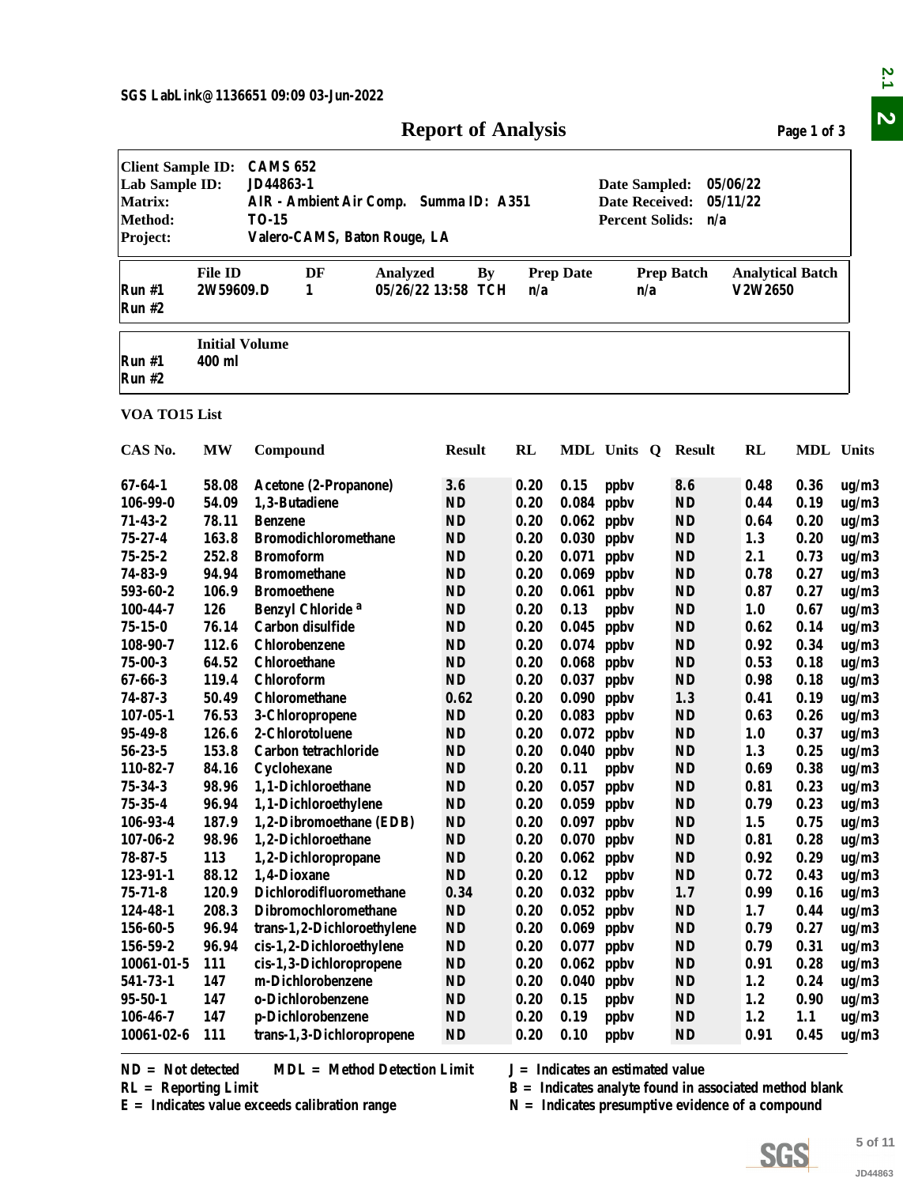SGS LabLink@1136651 09:09 03-Jun-2022

# Report of Analysis

| | | | |
|---|---|---|---|
| **Client Sample ID:** | CAMS 652 | | |
| **Lab Sample ID:** | JD44863-1 | **Date Sampled:** | 05/06/22 |
| **Matrix:** | AIR - Ambient Air Comp. Summa ID: A351 | **Date Received:** | 05/11/22 |
| **Method:** | TO-15 | **Percent Solids:** | n/a |
| **Project:** | Valero-CAMS, Baton Rouge, LA | | |

| | File ID | DF | Analyzed | By | Prep Date | Prep Batch | Analytical Batch |
|---|---|---|---|---|---|---|---|
| Run #1 | 2W59609.D | 1 | 05/26/22 13:58 | TCH | n/a | n/a | V2W2650 |
| Run #2 | | | | | | | |

| | Initial Volume |
|---|---|
| Run #1 | 400 ml |
| Run #2 | |

**VOA TO15 List**

| CAS No. | MW | Compound | Result | RL | MDL | Units | Q | Result | RL | MDL | Units |
|---|---|---|---|---|---|---|---|---|---|---|---|
| 67-64-1 | 58.08 | Acetone (2-Propanone) | 3.6 | 0.20 | 0.15 | ppbv | | 8.6 | 0.48 | 0.36 | ug/m3 |
| 106-99-0 | 54.09 | 1,3-Butadiene | ND | 0.20 | 0.084 | ppbv | | ND | 0.44 | 0.19 | ug/m3 |
| 71-43-2 | 78.11 | Benzene | ND | 0.20 | 0.062 | ppbv | | ND | 0.64 | 0.20 | ug/m3 |
| 75-27-4 | 163.8 | Bromodichloromethane | ND | 0.20 | 0.030 | ppbv | | ND | 1.3 | 0.20 | ug/m3 |
| 75-25-2 | 252.8 | Bromoform | ND | 0.20 | 0.071 | ppbv | | ND | 2.1 | 0.73 | ug/m3 |
| 74-83-9 | 94.94 | Bromomethane | ND | 0.20 | 0.069 | ppbv | | ND | 0.78 | 0.27 | ug/m3 |
| 593-60-2 | 106.9 | Bromoethene | ND | 0.20 | 0.061 | ppbv | | ND | 0.87 | 0.27 | ug/m3 |
| 100-44-7 | 126 | Benzyl Chloride [a] | ND | 0.20 | 0.13 | ppbv | | ND | 1.0 | 0.67 | ug/m3 |
| 75-15-0 | 76.14 | Carbon disulfide | ND | 0.20 | 0.045 | ppbv | | ND | 0.62 | 0.14 | ug/m3 |
| 108-90-7 | 112.6 | Chlorobenzene | ND | 0.20 | 0.074 | ppbv | | ND | 0.92 | 0.34 | ug/m3 |
| 75-00-3 | 64.52 | Chloroethane | ND | 0.20 | 0.068 | ppbv | | ND | 0.53 | 0.18 | ug/m3 |
| 67-66-3 | 119.4 | Chloroform | ND | 0.20 | 0.037 | ppbv | | ND | 0.98 | 0.18 | ug/m3 |
| 74-87-3 | 50.49 | Chloromethane | 0.62 | 0.20 | 0.090 | ppbv | | 1.3 | 0.41 | 0.19 | ug/m3 |
| 107-05-1 | 76.53 | 3-Chloropropene | ND | 0.20 | 0.083 | ppbv | | ND | 0.63 | 0.26 | ug/m3 |
| 95-49-8 | 126.6 | 2-Chlorotoluene | ND | 0.20 | 0.072 | ppbv | | ND | 1.0 | 0.37 | ug/m3 |
| 56-23-5 | 153.8 | Carbon tetrachloride | ND | 0.20 | 0.040 | ppbv | | ND | 1.3 | 0.25 | ug/m3 |
| 110-82-7 | 84.16 | Cyclohexane | ND | 0.20 | 0.11 | ppbv | | ND | 0.69 | 0.38 | ug/m3 |
| 75-34-3 | 98.96 | 1,1-Dichloroethane | ND | 0.20 | 0.057 | ppbv | | ND | 0.81 | 0.23 | ug/m3 |
| 75-35-4 | 96.94 | 1,1-Dichloroethylene | ND | 0.20 | 0.059 | ppbv | | ND | 0.79 | 0.23 | ug/m3 |
| 106-93-4 | 187.9 | 1,2-Dibromoethane (EDB) | ND | 0.20 | 0.097 | ppbv | | ND | 1.5 | 0.75 | ug/m3 |
| 107-06-2 | 98.96 | 1,2-Dichloroethane | ND | 0.20 | 0.070 | ppbv | | ND | 0.81 | 0.28 | ug/m3 |
| 78-87-5 | 113 | 1,2-Dichloropropane | ND | 0.20 | 0.062 | ppbv | | ND | 0.92 | 0.29 | ug/m3 |
| 123-91-1 | 88.12 | 1,4-Dioxane | ND | 0.20 | 0.12 | ppbv | | ND | 0.72 | 0.43 | ug/m3 |
| 75-71-8 | 120.9 | Dichlorodifluoromethane | 0.34 | 0.20 | 0.032 | ppbv | | 1.7 | 0.99 | 0.16 | ug/m3 |
| 124-48-1 | 208.3 | Dibromochloromethane | ND | 0.20 | 0.052 | ppbv | | ND | 1.7 | 0.44 | ug/m3 |
| 156-60-5 | 96.94 | trans-1,2-Dichloroethylene | ND | 0.20 | 0.069 | ppbv | | ND | 0.79 | 0.27 | ug/m3 |
| 156-59-2 | 96.94 | cis-1,2-Dichloroethylene | ND | 0.20 | 0.077 | ppbv | | ND | 0.79 | 0.31 | ug/m3 |
| 10061-01-5 | 111 | cis-1,3-Dichloropropene | ND | 0.20 | 0.062 | ppbv | | ND | 0.91 | 0.28 | ug/m3 |
| 541-73-1 | 147 | m-Dichlorobenzene | ND | 0.20 | 0.040 | ppbv | | ND | 1.2 | 0.24 | ug/m3 |
| 95-50-1 | 147 | o-Dichlorobenzene | ND | 0.20 | 0.15 | ppbv | | ND | 1.2 | 0.90 | ug/m3 |
| 106-46-7 | 147 | p-Dichlorobenzene | ND | 0.20 | 0.19 | ppbv | | ND | 1.2 | 1.1 | ug/m3 |
| 10061-02-6 | 111 | trans-1,3-Dichloropropene | ND | 0.20 | 0.10 | ppbv | | ND | 0.91 | 0.45 | ug/m3 |

ND = Not detected MDL = Method Detection Limit
RL = Reporting Limit
E = Indicates value exceeds calibration range

J = Indicates an estimated value
B = Indicates analyte found in associated method blank
N = Indicates presumptive evidence of a compound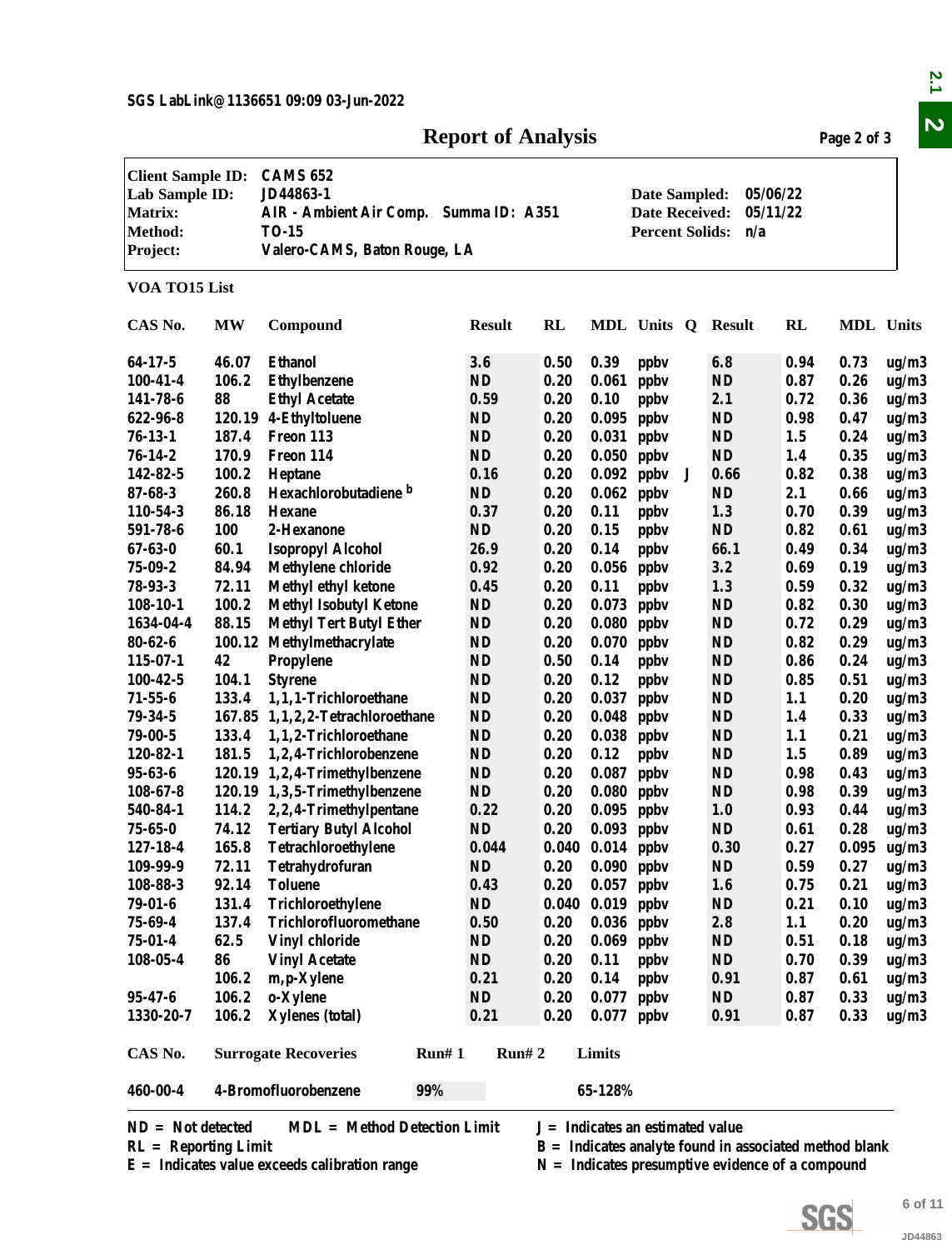SGS LabLink@1136651 09:09 03-Jun-2022

# Report of Analysis

| | | | |
|---|---|---|---|
| **Client Sample ID:** | CAMS 652 | | |
| **Lab Sample ID:** | JD44863-1 | **Date Sampled:** | 05/06/22 |
| **Matrix:** | AIR - Ambient Air Comp. Summa ID: A351 | **Date Received:** | 05/11/22 |
| **Method:** | TO-15 | **Percent Solids:** | n/a |
| **Project:** | Valero-CAMS, Baton Rouge, LA | | |

**VOA TO15 List**

| CAS No. | MW | Compound | Result | RL | MDL | Units | Q | Result | RL | MDL | Units |
|---|---|---|---|---|---|---|---|---|---|---|---|
| 64-17-5 | 46.07 | Ethanol | 3.6 | 0.50 | 0.39 | ppbv | | 6.8 | 0.94 | 0.73 | ug/m3 |
| 100-41-4 | 106.2 | Ethylbenzene | ND | 0.20 | 0.061 | ppbv | | ND | 0.87 | 0.26 | ug/m3 |
| 141-78-6 | 88 | Ethyl Acetate | 0.59 | 0.20 | 0.10 | ppbv | | 2.1 | 0.72 | 0.36 | ug/m3 |
| 622-96-8 | 120.19 | 4-Ethyltoluene | ND | 0.20 | 0.095 | ppbv | | ND | 0.98 | 0.47 | ug/m3 |
| 76-13-1 | 187.4 | Freon 113 | ND | 0.20 | 0.031 | ppbv | | ND | 1.5 | 0.24 | ug/m3 |
| 76-14-2 | 170.9 | Freon 114 | ND | 0.20 | 0.050 | ppbv | | ND | 1.4 | 0.35 | ug/m3 |
| 142-82-5 | 100.2 | Heptane | 0.16 | 0.20 | 0.092 | ppbv | J | 0.66 | 0.82 | 0.38 | ug/m3 |
| 87-68-3 | 260.8 | Hexachlorobutadiene [b] | ND | 0.20 | 0.062 | ppbv | | ND | 2.1 | 0.66 | ug/m3 |
| 110-54-3 | 86.18 | Hexane | 0.37 | 0.20 | 0.11 | ppbv | | 1.3 | 0.70 | 0.39 | ug/m3 |
| 591-78-6 | 100 | 2-Hexanone | ND | 0.20 | 0.15 | ppbv | | ND | 0.82 | 0.61 | ug/m3 |
| 67-63-0 | 60.1 | Isopropyl Alcohol | 26.9 | 0.20 | 0.14 | ppbv | | 66.1 | 0.49 | 0.34 | ug/m3 |
| 75-09-2 | 84.94 | Methylene chloride | 0.92 | 0.20 | 0.056 | ppbv | | 3.2 | 0.69 | 0.19 | ug/m3 |
| 78-93-3 | 72.11 | Methyl ethyl ketone | 0.45 | 0.20 | 0.11 | ppbv | | 1.3 | 0.59 | 0.32 | ug/m3 |
| 108-10-1 | 100.2 | Methyl Isobutyl Ketone | ND | 0.20 | 0.073 | ppbv | | ND | 0.82 | 0.30 | ug/m3 |
| 1634-04-4 | 88.15 | Methyl Tert Butyl Ether | ND | 0.20 | 0.080 | ppbv | | ND | 0.72 | 0.29 | ug/m3 |
| 80-62-6 | 100.12 | Methylmethacrylate | ND | 0.20 | 0.070 | ppbv | | ND | 0.82 | 0.29 | ug/m3 |
| 115-07-1 | 42 | Propylene | ND | 0.50 | 0.14 | ppbv | | ND | 0.86 | 0.24 | ug/m3 |
| 100-42-5 | 104.1 | Styrene | ND | 0.20 | 0.12 | ppbv | | ND | 0.85 | 0.51 | ug/m3 |
| 71-55-6 | 133.4 | 1,1,1-Trichloroethane | ND | 0.20 | 0.037 | ppbv | | ND | 1.1 | 0.20 | ug/m3 |
| 79-34-5 | 167.85 | 1,1,2,2-Tetrachloroethane | ND | 0.20 | 0.048 | ppbv | | ND | 1.4 | 0.33 | ug/m3 |
| 79-00-5 | 133.4 | 1,1,2-Trichloroethane | ND | 0.20 | 0.038 | ppbv | | ND | 1.1 | 0.21 | ug/m3 |
| 120-82-1 | 181.5 | 1,2,4-Trichlorobenzene | ND | 0.20 | 0.12 | ppbv | | ND | 1.5 | 0.89 | ug/m3 |
| 95-63-6 | 120.19 | 1,2,4-Trimethylbenzene | ND | 0.20 | 0.087 | ppbv | | ND | 0.98 | 0.43 | ug/m3 |
| 108-67-8 | 120.19 | 1,3,5-Trimethylbenzene | ND | 0.20 | 0.080 | ppbv | | ND | 0.98 | 0.39 | ug/m3 |
| 540-84-1 | 114.2 | 2,2,4-Trimethylpentane | 0.22 | 0.20 | 0.095 | ppbv | | 1.0 | 0.93 | 0.44 | ug/m3 |
| 75-65-0 | 74.12 | Tertiary Butyl Alcohol | ND | 0.20 | 0.093 | ppbv | | ND | 0.61 | 0.28 | ug/m3 |
| 127-18-4 | 165.8 | Tetrachloroethylene | 0.044 | 0.040 | 0.014 | ppbv | | 0.30 | 0.27 | 0.095 | ug/m3 |
| 109-99-9 | 72.11 | Tetrahydrofuran | ND | 0.20 | 0.090 | ppbv | | ND | 0.59 | 0.27 | ug/m3 |
| 108-88-3 | 92.14 | Toluene | 0.43 | 0.20 | 0.057 | ppbv | | 1.6 | 0.75 | 0.21 | ug/m3 |
| 79-01-6 | 131.4 | Trichloroethylene | ND | 0.040 | 0.019 | ppbv | | ND | 0.21 | 0.10 | ug/m3 |
| 75-69-4 | 137.4 | Trichlorofluoromethane | 0.50 | 0.20 | 0.036 | ppbv | | 2.8 | 1.1 | 0.20 | ug/m3 |
| 75-01-4 | 62.5 | Vinyl chloride | ND | 0.20 | 0.069 | ppbv | | ND | 0.51 | 0.18 | ug/m3 |
| 108-05-4 | 86 | Vinyl Acetate | ND | 0.20 | 0.11 | ppbv | | ND | 0.70 | 0.39 | ug/m3 |
| | 106.2 | m,p-Xylene | 0.21 | 0.20 | 0.14 | ppbv | | 0.91 | 0.87 | 0.61 | ug/m3 |
| 95-47-6 | 106.2 | o-Xylene | ND | 0.20 | 0.077 | ppbv | | ND | 0.87 | 0.33 | ug/m3 |
| 1330-20-7 | 106.2 | Xylenes (total) | 0.21 | 0.20 | 0.077 | ppbv | | 0.91 | 0.87 | 0.33 | ug/m3 |

| CAS No. | Surrogate Recoveries | Run# 1 | Run# 2 | Limits |
|---|---|---|---|---|
| 460-00-4 | 4-Bromofluorobenzene | 99% | | 65-128% |

ND = Not detected  
MDL = Method Detection Limit  
J = Indicates an estimated value  
RL = Reporting Limit  
B = Indicates analyte found in associated method blank  
E = Indicates value exceeds calibration range  
N = Indicates presumptive evidence of a compound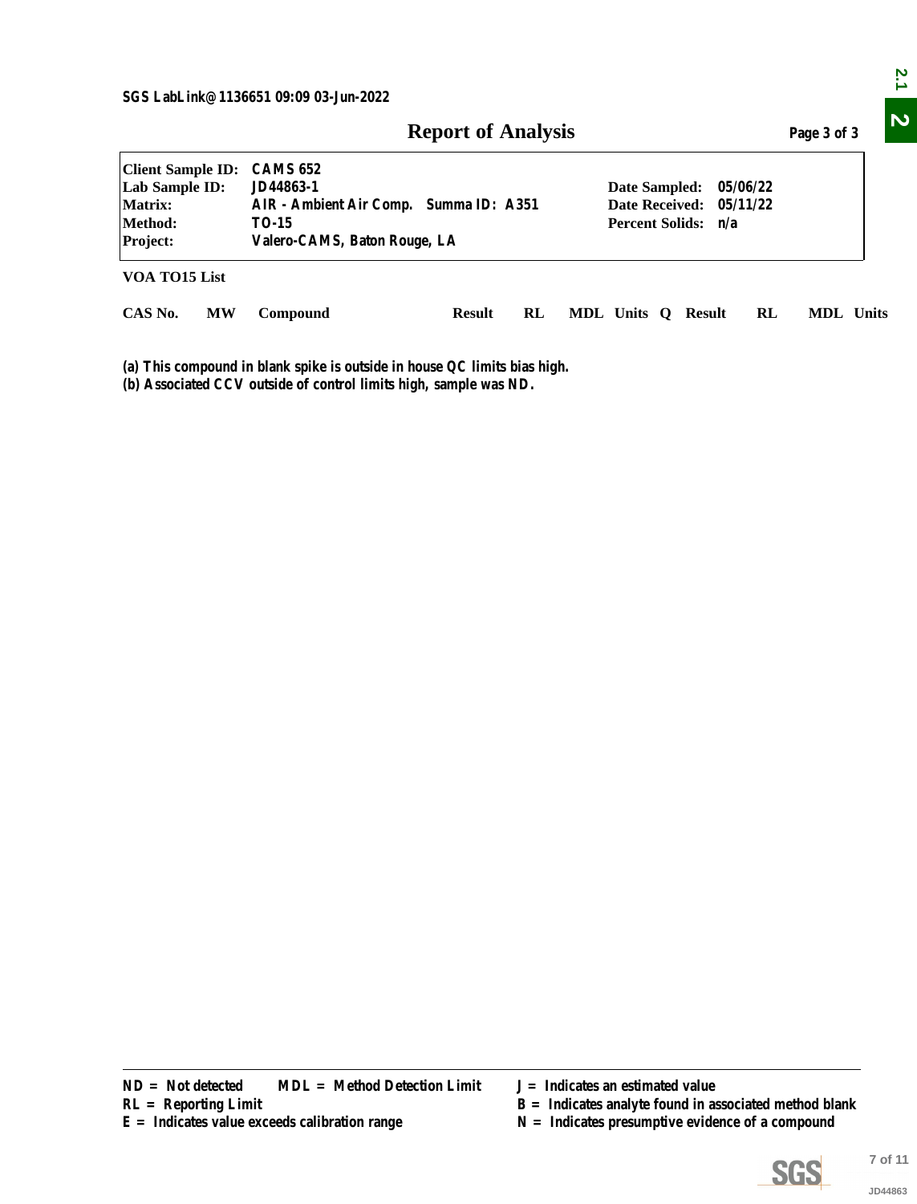SGS LabLink@1136651 09:09 03-Jun-2022

# Report of Analysis

Page 3 of 3

| | | | |
|---|---|---|---|
| **Client Sample ID:** | CAMS 652 | | |
| **Lab Sample ID:** | JD44863-1 | **Date Sampled:** | 05/06/22 |
| **Matrix:** | AIR - Ambient Air Comp. Summa ID: A351 | **Date Received:** | 05/11/22 |
| **Method:** | TO-15 | **Percent Solids:** | n/a |
| **Project:** | Valero-CAMS, Baton Rouge, LA | | |

**VOA TO15 List**

| CAS No. | MW | Compound | Result | RL | MDL | Units | Q | Result | RL | MDL | Units |
|---|---|---|---|---|---|---|---|---|---|---|---|

(a) This compound in blank spike is outside in house QC limits bias high.
(b) Associated CCV outside of control limits high, sample was ND.

ND = Not detected  MDL = Method Detection Limit  J = Indicates an estimated value
RL = Reporting Limit  B = Indicates analyte found in associated method blank
E = Indicates value exceeds calibration range  N = Indicates presumptive evidence of a compound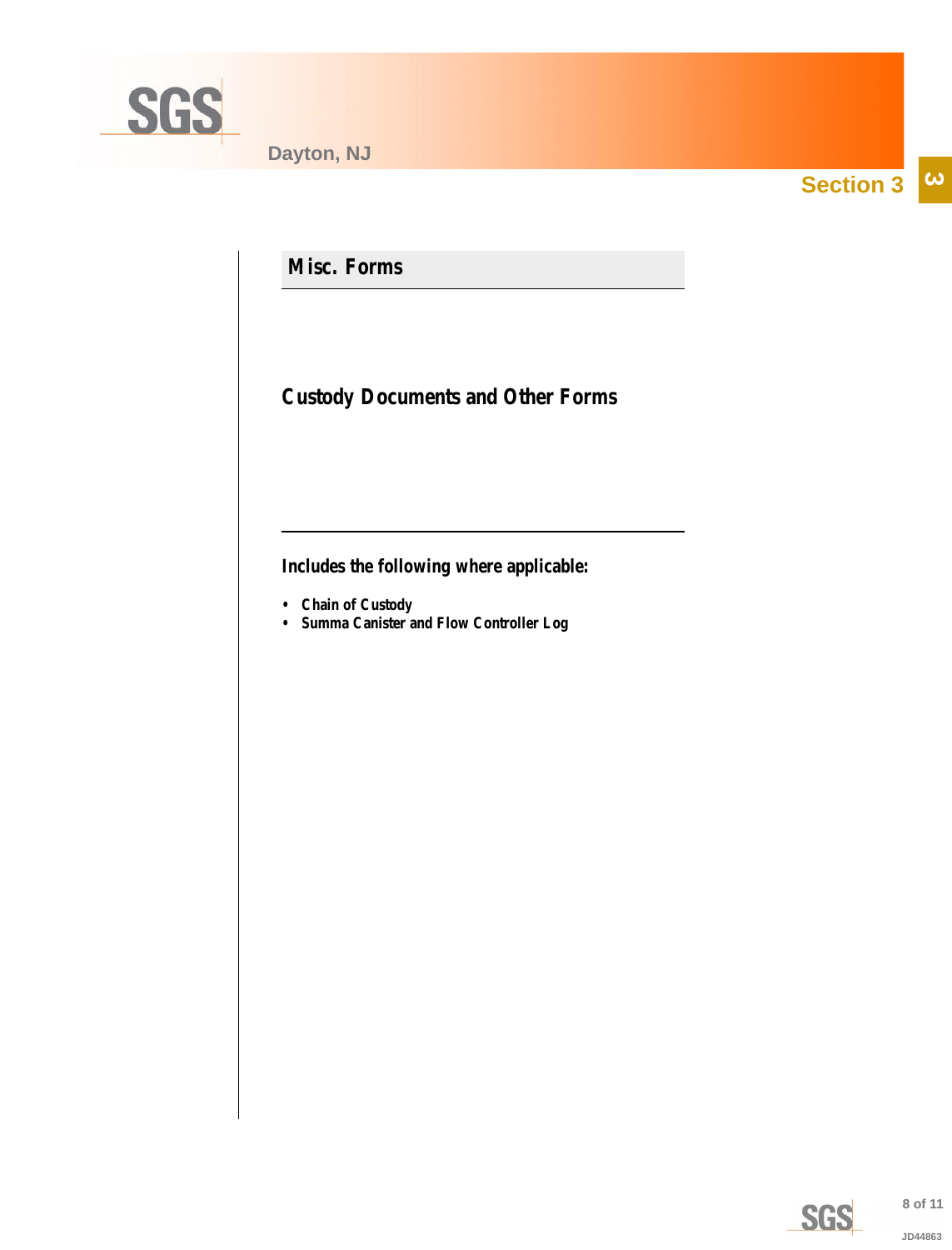Section 3

## Misc. Forms

### Custody Documents and Other Forms

**Includes the following where applicable:**

- **Chain of Custody**
- **Summa Canister and Flow Controller Log**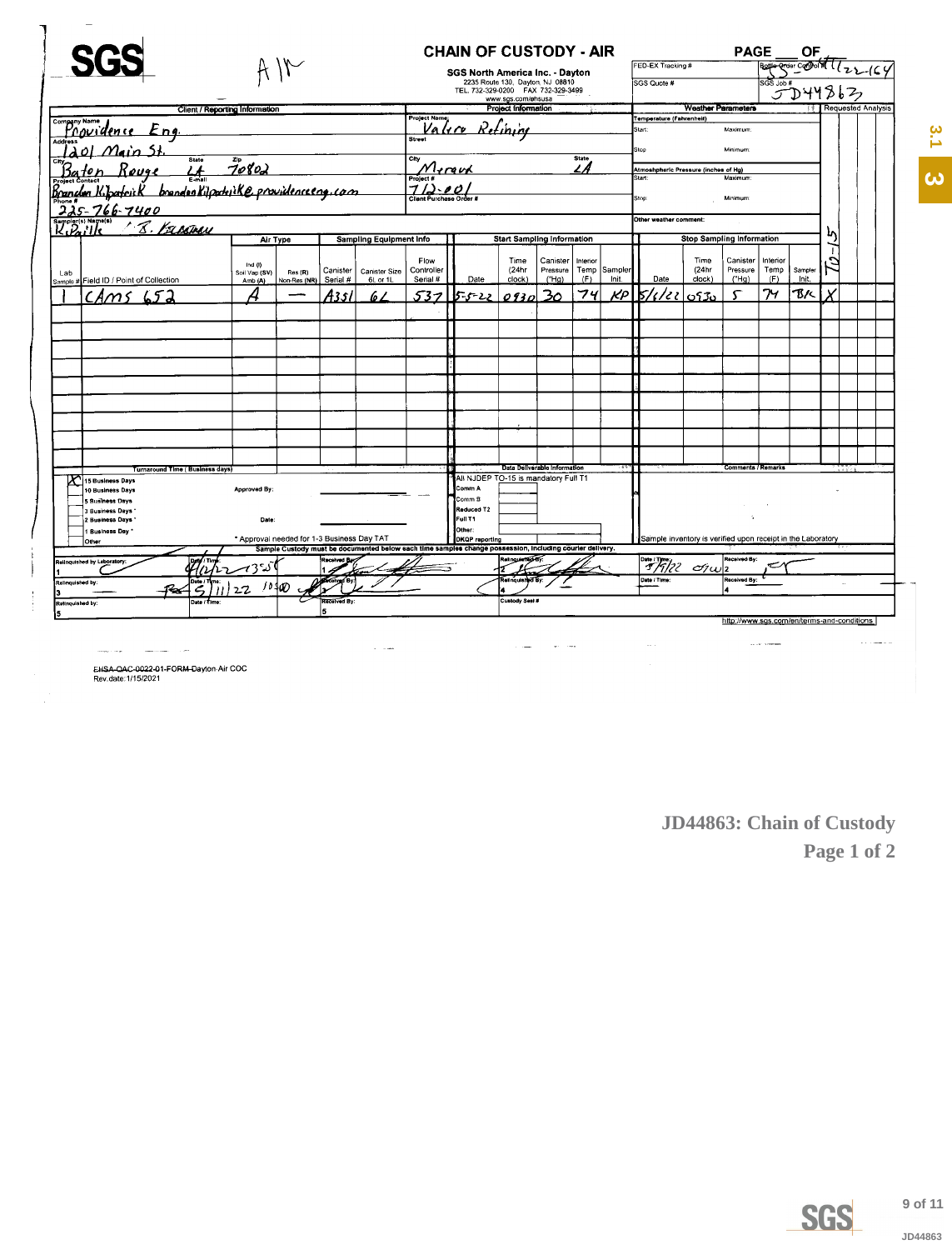# SGS

Air

## CHAIN OF CUSTODY - AIR

**SGS North America Inc. - Dayton**
2235 Route 130, Dayton, NJ 08810
TEL. 732-329-0200 FAX 732-329-3499
www.sgs.com/ehsusa

PAGE ___ OF ___

| FED-EX Tracking # | Bottle Order Control # 4/22-164 |
|---|---|
| SGS Quote # | SGS Job # JD44863 |

| Client / Reporting Information | Project Information | Weather Parameters |
|---|---|---|
| Company Name: Providence Eng. | Project Name: Valero Refining | Temperature (Fahrenheit) Start: Maximum: |
| Address: 1201 Main St. | Street | Stop: Minimum: |
| City: Baton Rouge State: LA Zip: 70802 | City: Meraux State: LA | Atmospheric Pressure (inches of Hg) Start: Maximum: |
| Project Contact: Brandon Kilpatrick E-mail: brandonkilpatrick@providenceeng.com | Project #: 712-001 | Stop: Minimum: |
| Phone #: 225-766-7400 | Client Purchase Order # | Other weather comment: |
| Sampler(s) Name(s): K. Paille / B. Kilpatrick | | |

| Lab Sample # | Field ID / Point of Collection | Air Type: Ind (I) Soil Vap (SV) Amb (A) | Res (R) Non-Res (NR) | Canister Serial # | Canister Size 6L or 1L | Flow Controller Serial # | Start Date | Start Time (24hr clock) | Start Canister Pressure ("Hg) | Start Interior Temp (F) | Start Sampler Init. | Stop Date | Stop Time (24hr clock) | Stop Canister Pressure ("Hg) | Stop Interior Temp (F) | Stop Sampler Init. | Requested Analysis: TO-15 |
|---|---|---|---|---|---|---|---|---|---|---|---|---|---|---|---|---|---|
| 1 | CAMS 652 | A | — | A351 | 6L | 537 | 5-5-22 | 0930 | 30 | 74 | KP | 5/6/22 | 0930 | 5 | 74 | BK | X |

**Turnaround Time (Business days)**

- [X] 15 Business Days
- [ ] 10 Business Days
- [ ] 5 Business Days
- [ ] 3 Business Days *
- [ ] 2 Business Days *
- [ ] 1 Business Day *
- [ ] Other

Approved By: ______

Date: ______

\* Approval needed for 1-3 Business Day TAT

**Data Deliverable Information**

All NJDEP TO-15 is mandatory Full T1

- Comm A
- Comm B
- Reduced T2
- Full T1
- Other:
- DKQP reporting

**Comments / Remarks**

Sample inventory is verified upon receipt in the Laboratory

Sample Custody must be documented below each time samples change possession, including courier delivery.

| Relinquished by | Date / Time | Received By | Relinquished By | Date / Time | Received By |
|---|---|---|---|---|---|
| 1 Laboratory | 4/12/22 1351 | 1 | 2 | 5/9/22 0910 | 2 |
| 3 | 5/11/22 1000 | 3 | 4 | | 4 |
| 5 | | 5 | Custody Seal # | | |

http://www.sgs.com/en/terms-and-conditions

EHSA-QAC-0022-01-FORM-Dayton-Air COC
Rev.date:1/15/2021

**JD44863: Chain of Custody**
**Page 1 of 2**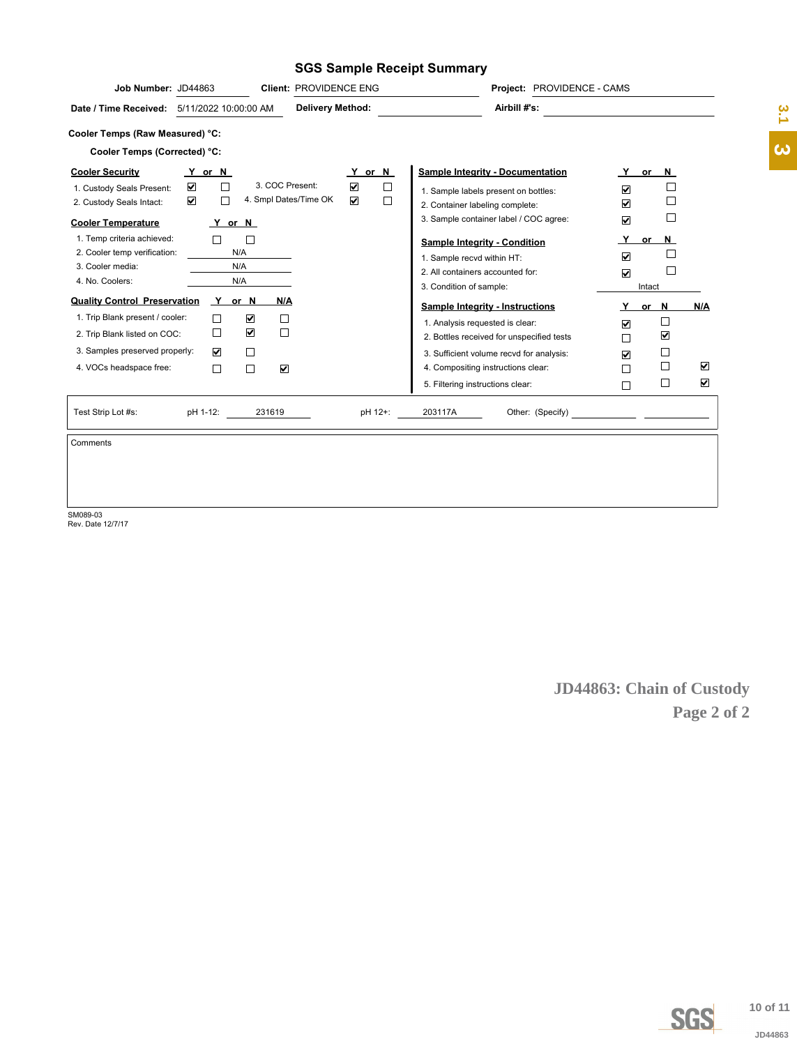# SGS Sample Receipt Summary

**Job Number:** JD44863 **Client:** PROVIDENCE ENG **Project:** PROVIDENCE - CAMS

**Date / Time Received:** 5/11/2022 10:00:00 AM **Delivery Method:** **Airbill #'s:**

**Cooler Temps (Raw Measured) °C:**

**Cooler Temps (Corrected) °C:**

| Cooler Security | Y | N |
|---|---|---|
| 1. Custody Seals Present: | ☑ | ☐ |
| 2. Custody Seals Intact: | ☑ | ☐ |
| 3. COC Present: | ☑ | ☐ |
| 4. Smpl Dates/Time OK | ☑ | ☐ |

| Cooler Temperature | Y | N |
|---|---|---|
| 1. Temp criteria achieved: | ☐ | ☐ |
| 2. Cooler temp verification: | N/A | |
| 3. Cooler media: | N/A | |
| 4. No. Coolers: | N/A | |

| Quality Control Preservation | Y | N | N/A |
|---|---|---|---|
| 1. Trip Blank present / cooler: | ☐ | ☑ | ☐ |
| 2. Trip Blank listed on COC: | ☐ | ☑ | ☐ |
| 3. Samples preserved properly: | ☑ | ☐ | |
| 4. VOCs headspace free: | ☐ | ☐ | ☑ |

| Sample Integrity - Documentation | Y | N |
|---|---|---|
| 1. Sample labels present on bottles: | ☑ | ☐ |
| 2. Container labeling complete: | ☑ | ☐ |
| 3. Sample container label / COC agree: | ☑ | ☐ |

| Sample Integrity - Condition | Y | N |
|---|---|---|
| 1. Sample recvd within HT: | ☑ | ☐ |
| 2. All containers accounted for: | ☑ | ☐ |
| 3. Condition of sample: | Intact | |

| Sample Integrity - Instructions | Y | N | N/A |
|---|---|---|---|
| 1. Analysis requested is clear: | ☑ | ☐ | |
| 2. Bottles received for unspecified tests | ☐ | ☑ | |
| 3. Sufficient volume recvd for analysis: | ☑ | ☐ | |
| 4. Compositing instructions clear: | ☐ | ☐ | ☑ |
| 5. Filtering instructions clear: | ☐ | ☐ | ☑ |

Test Strip Lot #s: pH 1-12: 231619 pH 12+: 203117A Other: (Specify)

Comments

SM089-03
Rev. Date 12/7/17

**JD44863: Chain of Custody**
**Page 2 of 2**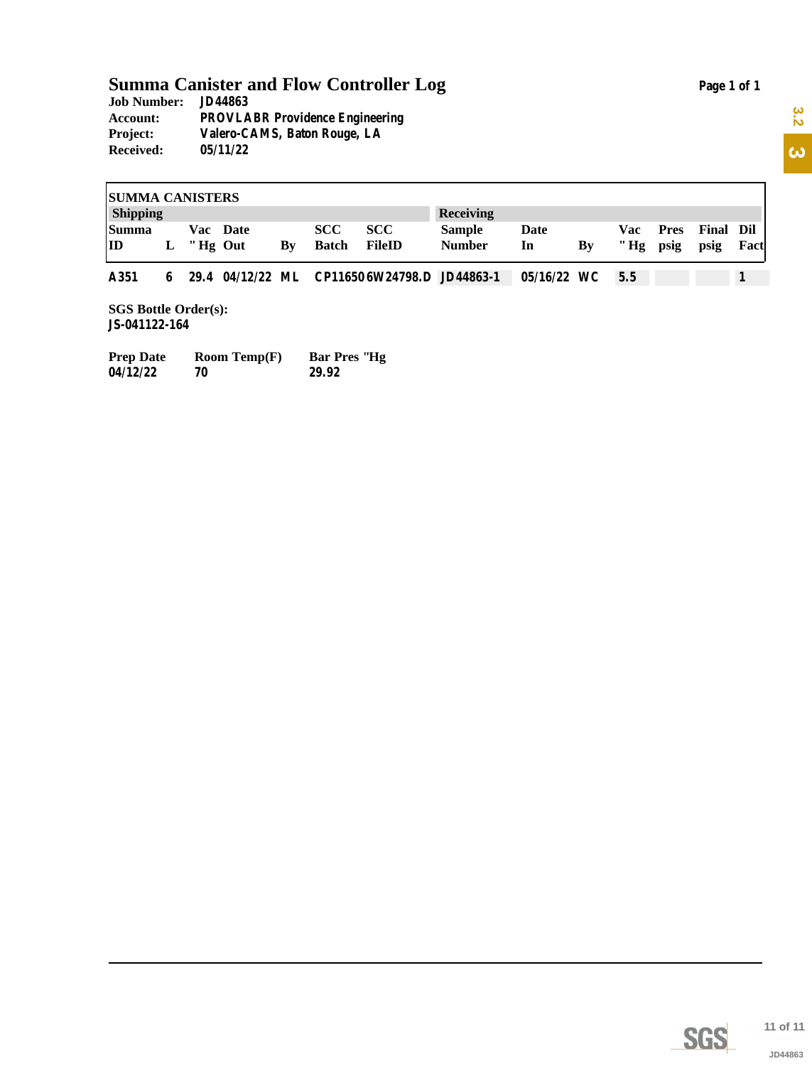# Summa Canister and Flow Controller Log

**Job Number:** JD44863
**Account:** PROVLABR Providence Engineering
**Project:** Valero-CAMS, Baton Rouge, LA
**Received:** 05/11/22

**SUMMA CANISTERS**

| Shipping | | | | | | | Receiving | | | | | | |
|---|---|---|---|---|---|---|---|---|---|---|---|---|---|
| Summa ID | L | Vac " Hg | Date Out | By | SCC Batch | SCC FileID | Sample Number | Date In | By | Vac " Hg | Pres psig | Final psig | Dil Fact |
| A351 | 6 | 29.4 | 04/12/22 | ML | CP11650 | 6W24798.D | JD44863-1 | 05/16/22 | WC | 5.5 | | | 1 |

**SGS Bottle Order(s):**
JS-041122-164

| Prep Date | Room Temp(F) | Bar Pres "Hg |
|---|---|---|
| 04/12/22 | 70 | 29.92 |